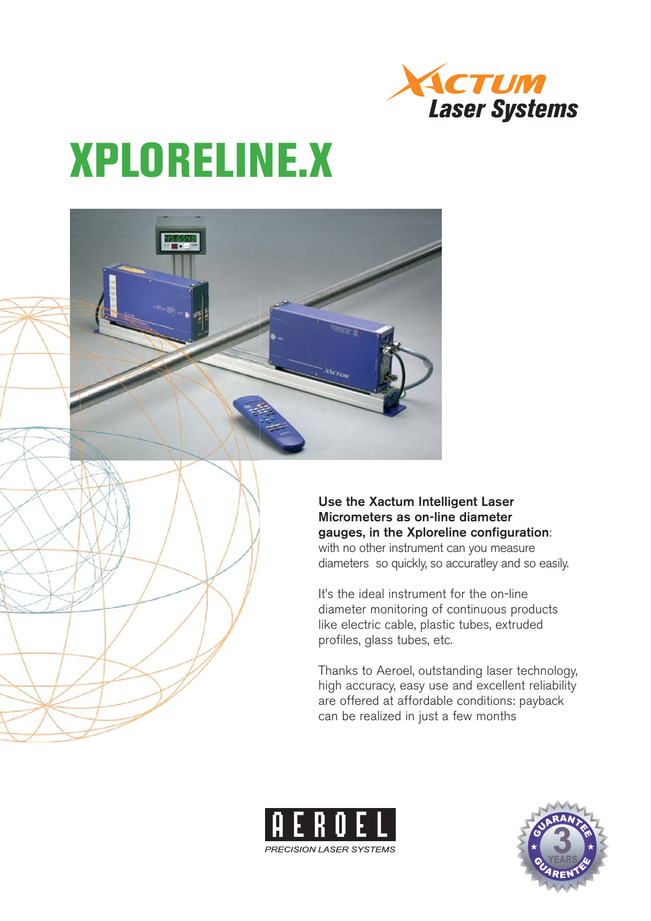XACTUM Laser Systems

# XPLORELINE.X

**Use the Xactum Intelligent Laser Micrometers as on-line diameter gauges, in the Xploreline configuration**: with no other instrument can you measure diameters so quickly, so accuratley and so easily.

It's the ideal instrument for the on-line diameter monitoring of continuous products like electric cable, plastic tubes, extruded profiles, glass tubes, etc.

Thanks to Aeroel, outstanding laser technology, high accuracy, easy use and excellent reliability are offered at affordable conditions: payback can be realized in just a few months

AEROEL
*PRECISION LASER SYSTEMS*

GUARANTEE 3 YEARS GUARENTEE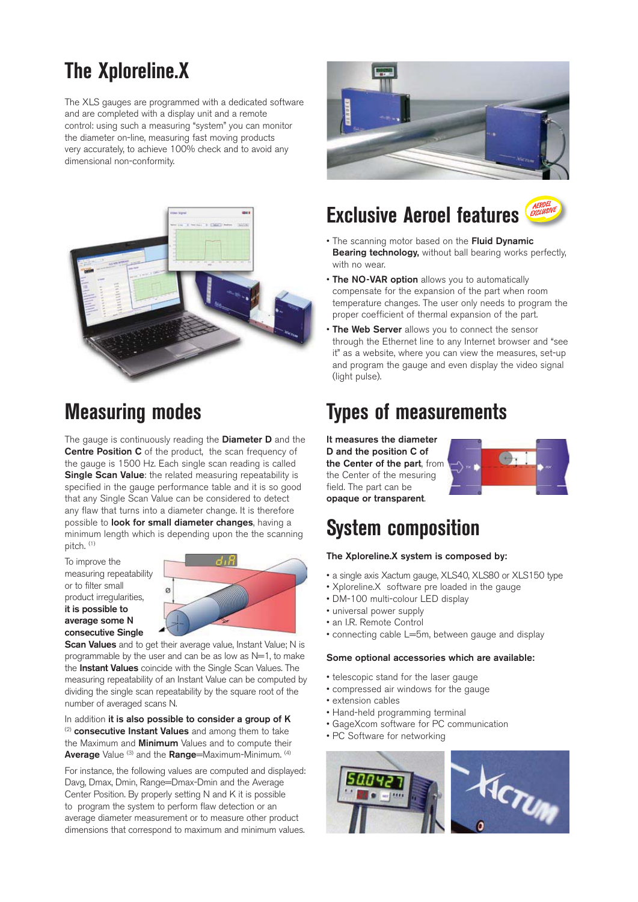# The Xploreline.X

The XLS gauges are programmed with a dedicated software and are completed with a display unit and a remote control: using such a measuring "system" you can monitor the diameter on-line, measuring fast moving products very accurately, to achieve 100% check and to avoid any dimensional non-conformity.

## Exclusive Aeroel features

- The scanning motor based on the **Fluid Dynamic Bearing technology,** without ball bearing works perfectly, with no wear.
- **The NO-VAR option** allows you to automatically compensate for the expansion of the part when room temperature changes. The user only needs to program the proper coefficient of thermal expansion of the part.
- **The Web Server** allows you to connect the sensor through the Ethernet line to any Internet browser and "see it" as a website, where you can view the measures, set-up and program the gauge and even display the video signal (light pulse).

## Measuring modes

The gauge is continuously reading the **Diameter D** and the **Centre Position C** of the product, the scan frequency of the gauge is 1500 Hz. Each single scan reading is called **Single Scan Value**: the related measuring repeatability is specified in the gauge performance table and it is so good that any Single Scan Value can be considered to detect any flaw that turns into a diameter change. It is therefore possible to **look for small diameter changes**, having a minimum length which is depending upon the the scanning pitch. (1)

To improve the measuring repeatability or to filter small product irregularities, **it is possible to average some N consecutive Single Scan Values** and to get their average value, Instant Value; N is programmable by the user and can be as low as N=1, to make the **Instant Values** coincide with the Single Scan Values. The measuring repeatability of an Instant Value can be computed by dividing the single scan repeatability by the square root of the number of averaged scans N.

In addition **it is also possible to consider a group of K** (2) **consecutive Instant Values** and among them to take the Maximum and **Minimum** Values and to compute their **Average** Value (3) and the **Range**=Maximum-Minimum. (4)

For instance, the following values are computed and displayed: Davg, Dmax, Dmin, Range=Dmax-Dmin and the Average Center Position. By properly setting N and K it is possible to program the system to perform flaw detection or an average diameter measurement or to measure other product dimensions that correspond to maximum and minimum values.

## Types of measurements

**It measures the diameter D and the position C of the Center of the part**, from the Center of the mesuring field. The part can be **opaque or transparent**.

## System composition

**The Xploreline.X system is composed by:**

- a single axis Xactum gauge, XLS40, XLS80 or XLS150 type
- Xploreline.X software pre loaded in the gauge
- DM-100 multi-colour LED display
- universal power supply
- an I.R. Remote Control
- connecting cable L=5m, between gauge and display

**Some optional accessories which are available:**

- telescopic stand for the laser gauge
- compressed air windows for the gauge
- extension cables
- Hand-held programming terminal
- GageXcom software for PC communication
- PC Software for networking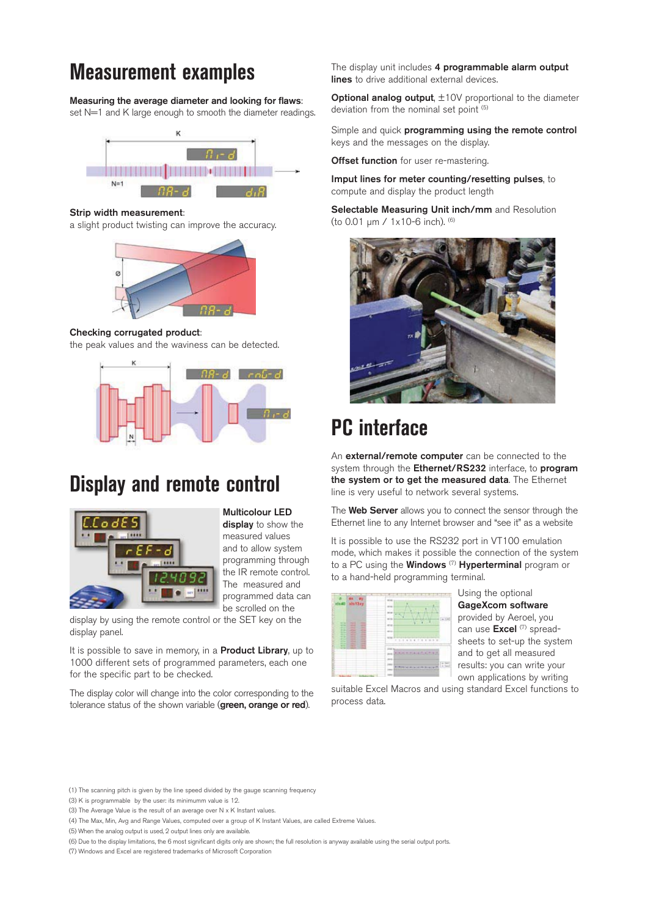# Measurement examples

**Measuring the average diameter and looking for flaws**: set N=1 and K large enough to smooth the diameter readings.

**Strip width measurement**: a slight product twisting can improve the accuracy.

**Checking corrugated product**: the peak values and the waviness can be detected.

# Display and remote control

**Multicolour LED display** to show the measured values and to allow system programming through the IR remote control. The measured and programmed data can be scrolled on the display by using the remote control or the SET key on the display panel.

It is possible to save in memory, in a **Product Library**, up to 1000 different sets of programmed parameters, each one for the specific part to be checked.

The display color will change into the color corresponding to the tolerance status of the shown variable (**green, orange or red**).

The display unit includes **4 programmable alarm output lines** to drive additional external devices.

**Optional analog output**, ±10V proportional to the diameter deviation from the nominal set point [5]

Simple and quick **programming using the remote control** keys and the messages on the display.

**Offset function** for user re-mastering.

**Imput lines for meter counting/resetting pulses**, to compute and display the product length

**Selectable Measuring Unit inch/mm** and Resolution (to 0.01 µm / 1x10-6 inch). [6]

# PC interface

An **external/remote computer** can be connected to the system through the **Ethernet/RS232** interface, to **program the system or to get the measured data**. The Ethernet line is very useful to network several systems.

The **Web Server** allows you to connect the sensor through the Ethernet line to any Internet browser and "see it" as a website

It is possible to use the RS232 port in VT100 emulation mode, which makes it possible the connection of the system to a PC using the **Windows** [7] **Hyperterminal** program or to a hand-held programming terminal.

Using the optional **GageXcom software** provided by Aeroel, you can use **Excel** [7] spread-sheets to set-up the system and to get all measured results: you can write your own applications by writing suitable Excel Macros and using standard Excel functions to process data.

(1) The scanning pitch is given by the line speed divided by the gauge scanning frequency
(3) K is programmable by the user: its minimumm value is 12.
(3) The Average Value is the result of an average over N x K Instant values.
(4) The Max, Min, Avg and Range Values, computed over a group of K Instant Values, are called Extreme Values.
(5) When the analog output is used, 2 output lines only are available.
(6) Due to the display limitations, the 6 most significant digits only are shown; the full resolution is anyway available using the serial output ports.
(7) Windows and Excel are registered trademarks of Microsoft Corporation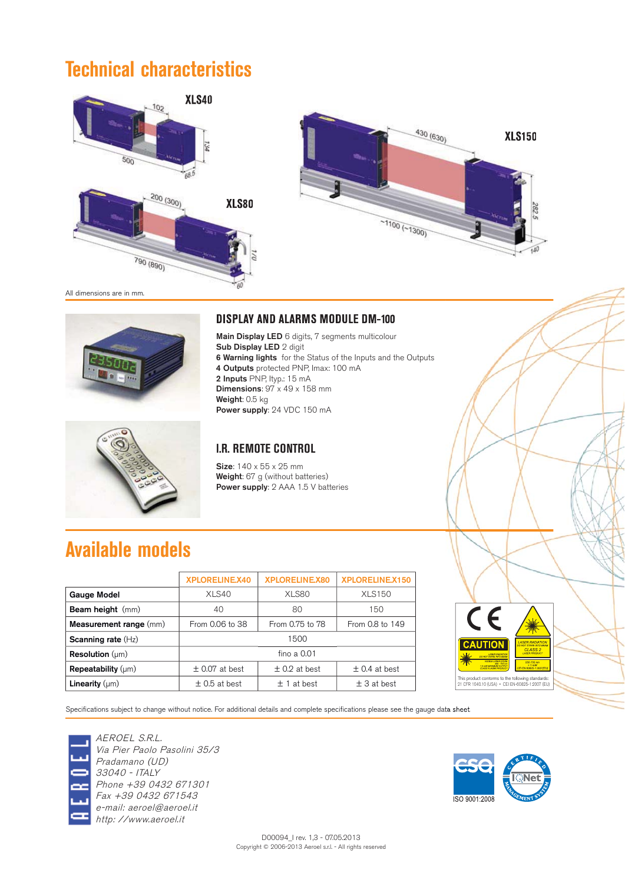# Technical characteristics

XLS40

102

500

134

68.5

XLS80

200 (300)

790 (890)

170

60

XLS150

430 (630)

~1100 (~1300)

282.5

140

All dimensions are in mm.

## DISPLAY AND ALARMS MODULE DM-100

**Main Display LED** 6 digits, 7 segments multicolour
**Sub Display LED** 2 digit
**6 Warning lights** for the Status of the Inputs and the Outputs
**4 Outputs** protected PNP, Imax: 100 mA
**2 Inputs** PNP, Ityp.: 15 mA
**Dimensions**: 97 x 49 x 158 mm
**Weight**: 0.5 kg
**Power supply**: 24 VDC 150 mA

## I.R. REMOTE CONTROL

**Size**: 140 x 55 x 25 mm
**Weight**: 67 g (without batteries)
**Power supply**: 2 AAA 1.5 V batteries

# Available models

| | XPLORELINE.X40 | XPLORELINE.X80 | XPLORELINE.X150 |
|---|---|---|---|
| **Gauge Model** | XLS40 | XLS80 | XLS150 |
| **Beam height** (mm) | 40 | 80 | 150 |
| **Measurement range** (mm) | From 0.06 to 38 | From 0.75 to 78 | From 0.8 to 149 |
| **Scanning rate** (Hz) | | 1500 | |
| **Resolution** (µm) | | fino a 0.01 | |
| **Repeatability** (µm) | ± 0.07 at best | ± 0.2 at best | ± 0.4 at best |
| **Linearity** (µm) | ± 0.5 at best | ± 1 at best | ± 3 at best |

CAUTION

LASER RADIATION DO NOT STARE INTO BEAM CLASS 2 LASER PRODUCT

This product conforms to the following standards: 21 CFR 1040.10 (USA) • CEI EN-60825-1:2007 (EU)

Specifications subject to change without notice. For additional details and complete specifications please see the gauge data sheet

AEROEL

*AEROEL S.R.L.*
*Via Pier Paolo Pasolini 35/3*
*Pradamano (UD)*
*33040 - ITALY*
*Phone +39 0432 671301*
*Fax +39 0432 671543*
*e-mail: aeroel@aeroel.it*
*http: //www.aeroel.it*

CSQ ISO 9001:2008

IQNet CERTIFIED MANAGEMENT SYSTEM

D00094_I rev. 1,3 - 07.05.2013
Copyright © 2006-2013 Aeroel s.r.l. - All rights reserved